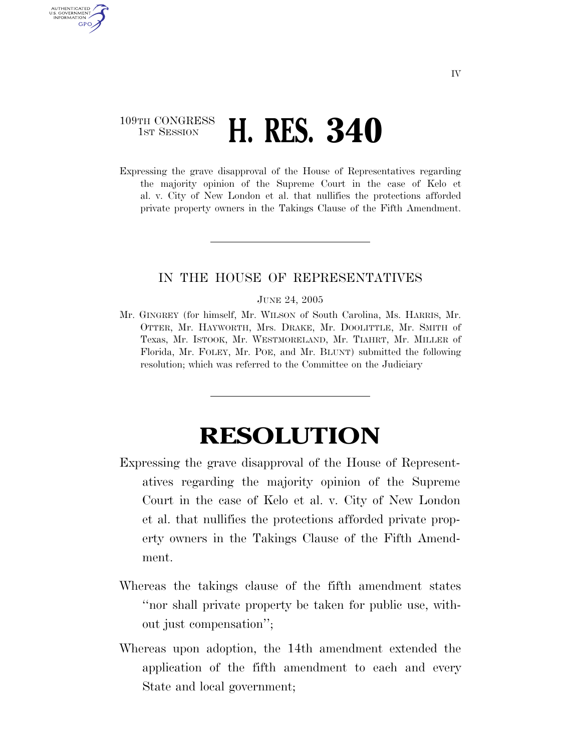109TH CONGRESS
1ST SESSION

# H. RES. 340

Expressing the grave disapproval of the House of Representatives regarding the majority opinion of the Supreme Court in the case of Kelo et al. v. City of New London et al. that nullifies the protections afforded private property owners in the Takings Clause of the Fifth Amendment.

---

IN THE HOUSE OF REPRESENTATIVES

JUNE 24, 2005

Mr. GINGREY (for himself, Mr. WILSON of South Carolina, Ms. HARRIS, Mr. OTTER, Mr. HAYWORTH, Mrs. DRAKE, Mr. DOOLITTLE, Mr. SMITH of Texas, Mr. ISTOOK, Mr. WESTMORELAND, Mr. TIAHRT, Mr. MILLER of Florida, Mr. FOLEY, Mr. POE, and Mr. BLUNT) submitted the following resolution; which was referred to the Committee on the Judiciary

---

# RESOLUTION

Expressing the grave disapproval of the House of Representatives regarding the majority opinion of the Supreme Court in the case of Kelo et al. v. City of New London et al. that nullifies the protections afforded private property owners in the Takings Clause of the Fifth Amendment.

Whereas the takings clause of the fifth amendment states "nor shall private property be taken for public use, without just compensation";

Whereas upon adoption, the 14th amendment extended the application of the fifth amendment to each and every State and local government;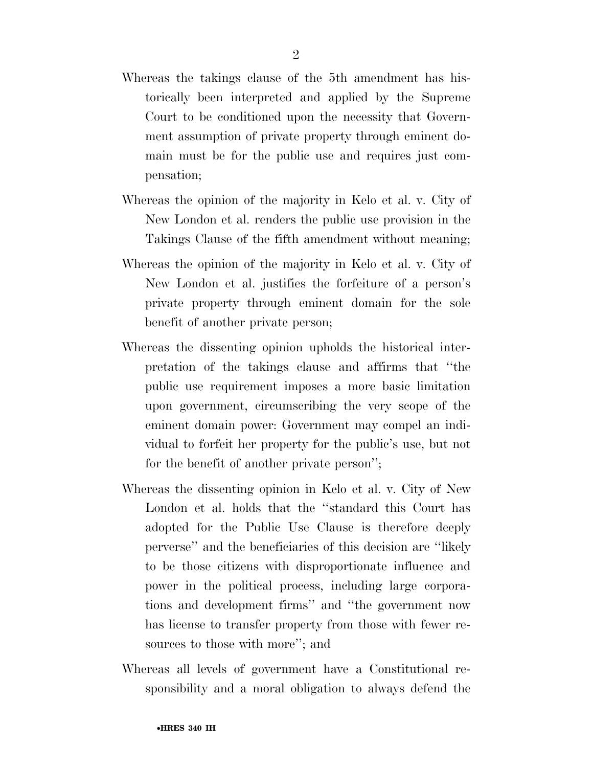Whereas the takings clause of the 5th amendment has historically been interpreted and applied by the Supreme Court to be conditioned upon the necessity that Government assumption of private property through eminent domain must be for the public use and requires just compensation;

Whereas the opinion of the majority in Kelo et al. v. City of New London et al. renders the public use provision in the Takings Clause of the fifth amendment without meaning;

Whereas the opinion of the majority in Kelo et al. v. City of New London et al. justifies the forfeiture of a person's private property through eminent domain for the sole benefit of another private person;

Whereas the dissenting opinion upholds the historical interpretation of the takings clause and affirms that ''the public use requirement imposes a more basic limitation upon government, circumscribing the very scope of the eminent domain power: Government may compel an individual to forfeit her property for the public's use, but not for the benefit of another private person'';

Whereas the dissenting opinion in Kelo et al. v. City of New London et al. holds that the ''standard this Court has adopted for the Public Use Clause is therefore deeply perverse'' and the beneficiaries of this decision are ''likely to be those citizens with disproportionate influence and power in the political process, including large corporations and development firms'' and ''the government now has license to transfer property from those with fewer resources to those with more''; and

Whereas all levels of government have a Constitutional responsibility and a moral obligation to always defend the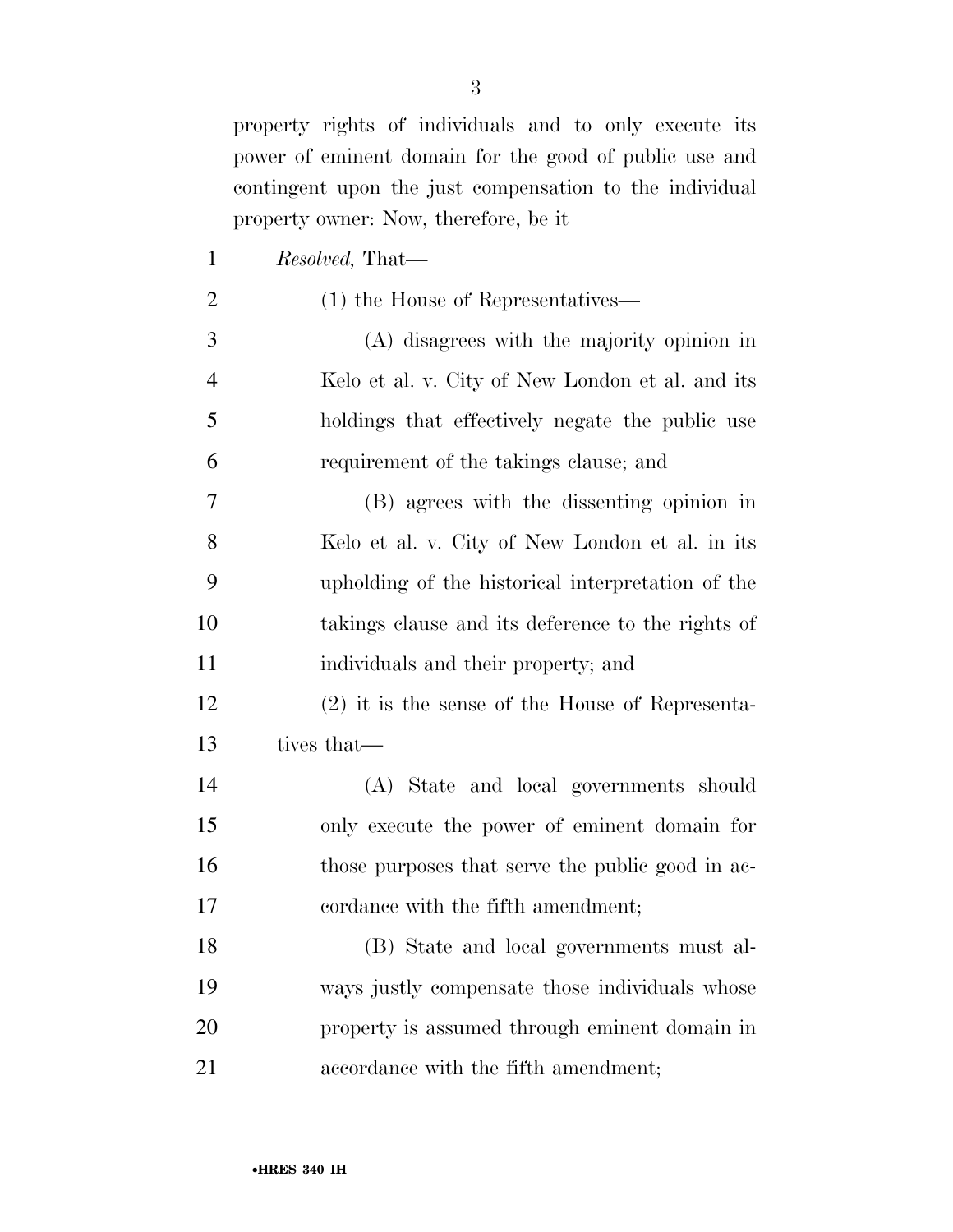property rights of individuals and to only execute its power of eminent domain for the good of public use and contingent upon the just compensation to the individual property owner: Now, therefore, be it

*Resolved,* That—

(1) the House of Representatives—

(A) disagrees with the majority opinion in Kelo et al. v. City of New London et al. and its holdings that effectively negate the public use requirement of the takings clause; and

(B) agrees with the dissenting opinion in Kelo et al. v. City of New London et al. in its upholding of the historical interpretation of the takings clause and its deference to the rights of individuals and their property; and

(2) it is the sense of the House of Representatives that—

(A) State and local governments should only execute the power of eminent domain for those purposes that serve the public good in accordance with the fifth amendment;

(B) State and local governments must always justly compensate those individuals whose property is assumed through eminent domain in accordance with the fifth amendment;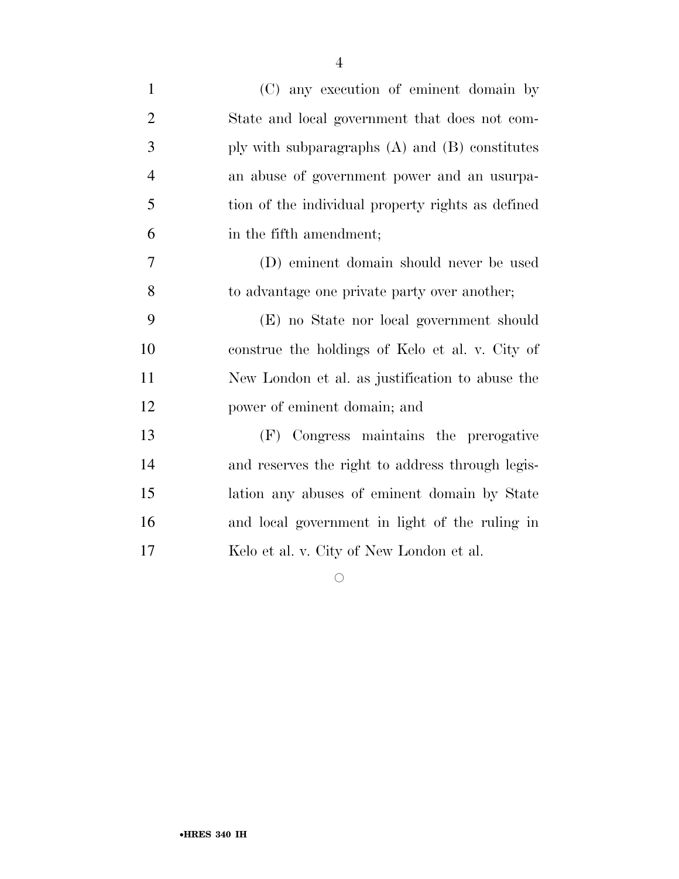(C) any execution of eminent domain by State and local government that does not comply with subparagraphs (A) and (B) constitutes an abuse of government power and an usurpation of the individual property rights as defined in the fifth amendment;

(D) eminent domain should never be used to advantage one private party over another;

(E) no State nor local government should construe the holdings of Kelo et al. v. City of New London et al. as justification to abuse the power of eminent domain; and

(F) Congress maintains the prerogative and reserves the right to address through legislation any abuses of eminent domain by State and local government in light of the ruling in Kelo et al. v. City of New London et al.

○